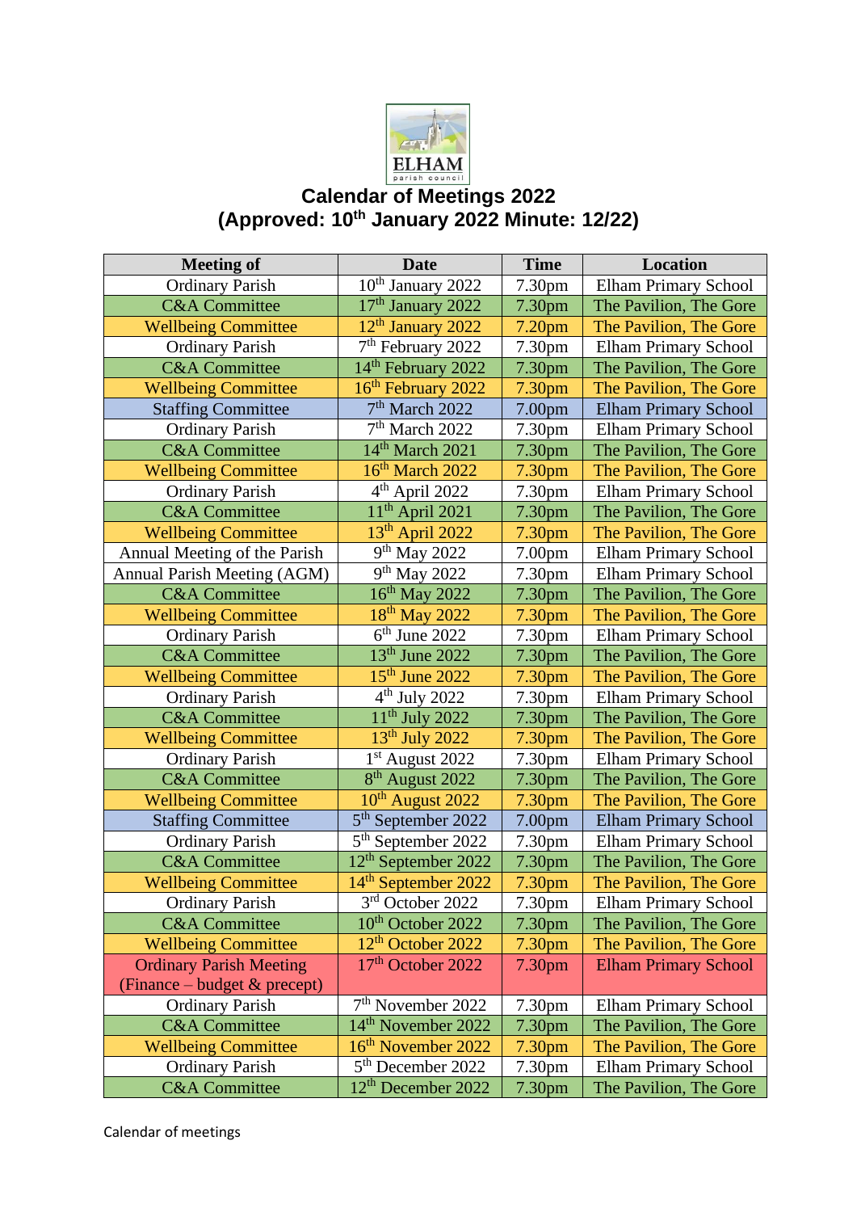ELHAM
parish council

# Calendar of Meetings 2022
## (Approved: 10th January 2022 Minute: 12/22)

| Meeting of | Date | Time | Location |
|---|---|---|---|
| Ordinary Parish | 10th January 2022 | 7.30pm | Elham Primary School |
| C&A Committee | 17th January 2022 | 7.30pm | The Pavilion, The Gore |
| Wellbeing Committee | 12th January 2022 | 7.20pm | The Pavilion, The Gore |
| Ordinary Parish | 7th February 2022 | 7.30pm | Elham Primary School |
| C&A Committee | 14th February 2022 | 7.30pm | The Pavilion, The Gore |
| Wellbeing Committee | 16th February 2022 | 7.30pm | The Pavilion, The Gore |
| Staffing Committee | 7th March 2022 | 7.00pm | Elham Primary School |
| Ordinary Parish | 7th March 2022 | 7.30pm | Elham Primary School |
| C&A Committee | 14th March 2021 | 7.30pm | The Pavilion, The Gore |
| Wellbeing Committee | 16th March 2022 | 7.30pm | The Pavilion, The Gore |
| Ordinary Parish | 4th April 2022 | 7.30pm | Elham Primary School |
| C&A Committee | 11th April 2021 | 7.30pm | The Pavilion, The Gore |
| Wellbeing Committee | 13th April 2022 | 7.30pm | The Pavilion, The Gore |
| Annual Meeting of the Parish | 9th May 2022 | 7.00pm | Elham Primary School |
| Annual Parish Meeting (AGM) | 9th May 2022 | 7.30pm | Elham Primary School |
| C&A Committee | 16th May 2022 | 7.30pm | The Pavilion, The Gore |
| Wellbeing Committee | 18th May 2022 | 7.30pm | The Pavilion, The Gore |
| Ordinary Parish | 6th June 2022 | 7.30pm | Elham Primary School |
| C&A Committee | 13th June 2022 | 7.30pm | The Pavilion, The Gore |
| Wellbeing Committee | 15th June 2022 | 7.30pm | The Pavilion, The Gore |
| Ordinary Parish | 4th July 2022 | 7.30pm | Elham Primary School |
| C&A Committee | 11th July 2022 | 7.30pm | The Pavilion, The Gore |
| Wellbeing Committee | 13th July 2022 | 7.30pm | The Pavilion, The Gore |
| Ordinary Parish | 1st August 2022 | 7.30pm | Elham Primary School |
| C&A Committee | 8th August 2022 | 7.30pm | The Pavilion, The Gore |
| Wellbeing Committee | 10th August 2022 | 7.30pm | The Pavilion, The Gore |
| Staffing Committee | 5th September 2022 | 7.00pm | Elham Primary School |
| Ordinary Parish | 5th September 2022 | 7.30pm | Elham Primary School |
| C&A Committee | 12th September 2022 | 7.30pm | The Pavilion, The Gore |
| Wellbeing Committee | 14th September 2022 | 7.30pm | The Pavilion, The Gore |
| Ordinary Parish | 3rd October 2022 | 7.30pm | Elham Primary School |
| C&A Committee | 10th October 2022 | 7.30pm | The Pavilion, The Gore |
| Wellbeing Committee | 12th October 2022 | 7.30pm | The Pavilion, The Gore |
| Ordinary Parish Meeting (Finance – budget & precept) | 17th October 2022 | 7.30pm | Elham Primary School |
| Ordinary Parish | 7th November 2022 | 7.30pm | Elham Primary School |
| C&A Committee | 14th November 2022 | 7.30pm | The Pavilion, The Gore |
| Wellbeing Committee | 16th November 2022 | 7.30pm | The Pavilion, The Gore |
| Ordinary Parish | 5th December 2022 | 7.30pm | Elham Primary School |
| C&A Committee | 12th December 2022 | 7.30pm | The Pavilion, The Gore |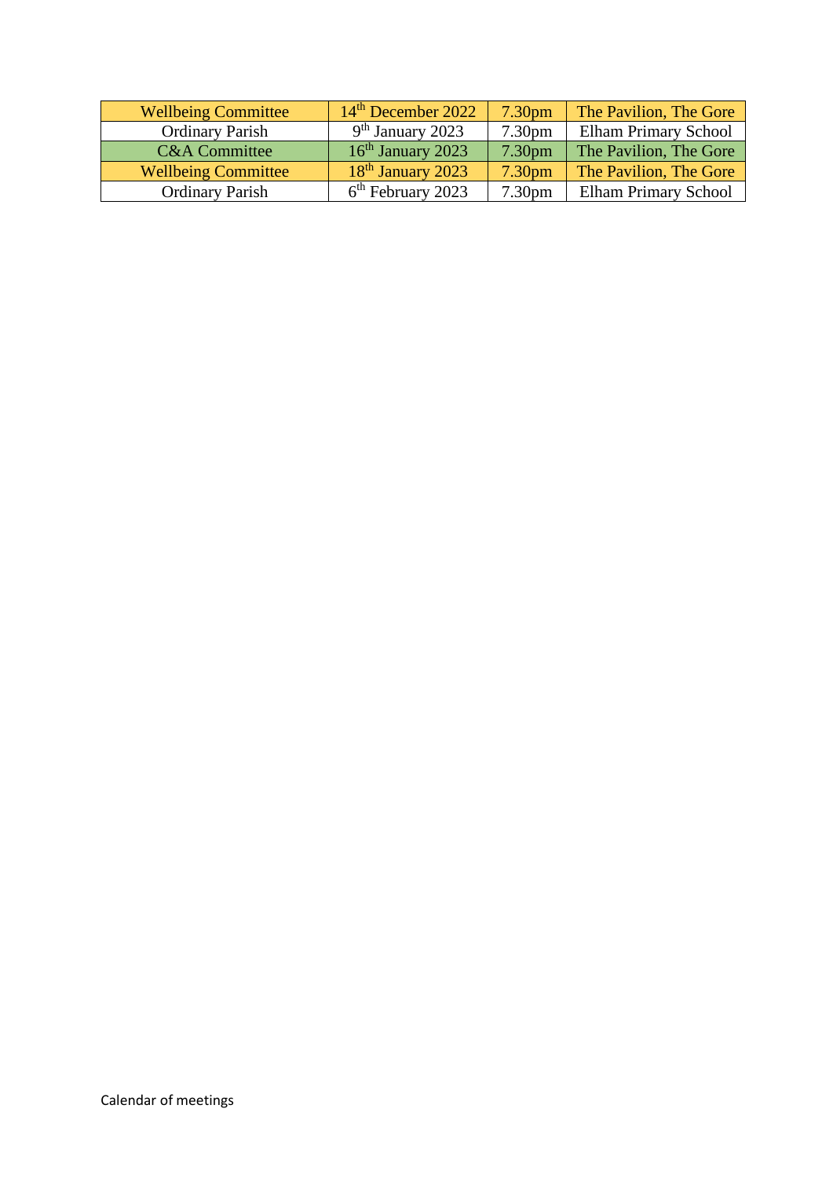| | | | |
|---|---|---|---|
| Wellbeing Committee | 14th December 2022 | 7.30pm | The Pavilion, The Gore |
| Ordinary Parish | 9th January 2023 | 7.30pm | Elham Primary School |
| C&A Committee | 16th January 2023 | 7.30pm | The Pavilion, The Gore |
| Wellbeing Committee | 18th January 2023 | 7.30pm | The Pavilion, The Gore |
| Ordinary Parish | 6th February 2023 | 7.30pm | Elham Primary School |